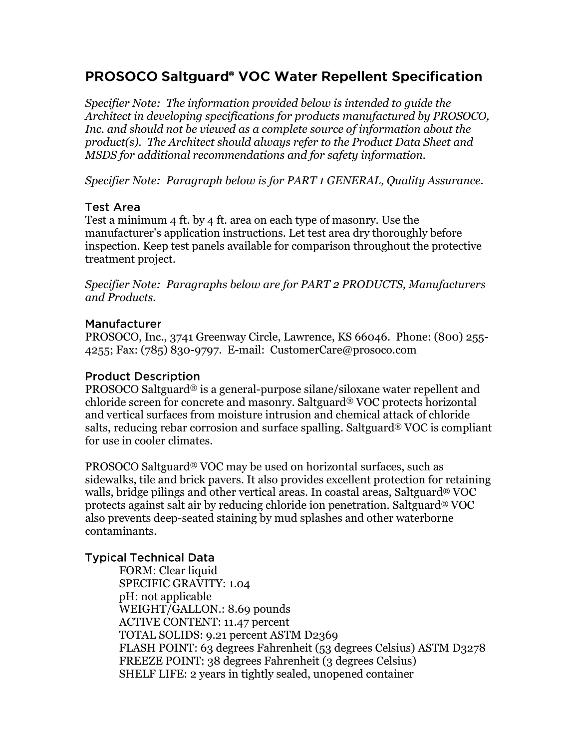# PROSOCO Saltguard® VOC Water Repellent Specification

*Specifier Note: The information provided below is intended to guide the Architect in developing specifications for products manufactured by PROSOCO, Inc. and should not be viewed as a complete source of information about the product(s). The Architect should always refer to the Product Data Sheet and MSDS for additional recommendations and for safety information.*

*Specifier Note: Paragraph below is for PART 1 GENERAL, Quality Assurance.*

## Test Area

Test a minimum 4 ft. by 4 ft. area on each type of masonry. Use the manufacturer's application instructions. Let test area dry thoroughly before inspection. Keep test panels available for comparison throughout the protective treatment project.

*Specifier Note: Paragraphs below are for PART 2 PRODUCTS, Manufacturers and Products.*

## Manufacturer

PROSOCO, Inc., 3741 Greenway Circle, Lawrence, KS 66046. Phone: (800) 255-4255; Fax: (785) 830-9797. E-mail: CustomerCare@prosoco.com

## Product Description

PROSOCO Saltguard® is a general-purpose silane/siloxane water repellent and chloride screen for concrete and masonry. Saltguard® VOC protects horizontal and vertical surfaces from moisture intrusion and chemical attack of chloride salts, reducing rebar corrosion and surface spalling. Saltguard® VOC is compliant for use in cooler climates.

PROSOCO Saltguard® VOC may be used on horizontal surfaces, such as sidewalks, tile and brick pavers. It also provides excellent protection for retaining walls, bridge pilings and other vertical areas. In coastal areas, Saltguard® VOC protects against salt air by reducing chloride ion penetration. Saltguard® VOC also prevents deep-seated staining by mud splashes and other waterborne contaminants.

## Typical Technical Data

FORM: Clear liquid
SPECIFIC GRAVITY: 1.04
pH: not applicable
WEIGHT/GALLON.: 8.69 pounds
ACTIVE CONTENT: 11.47 percent
TOTAL SOLIDS: 9.21 percent ASTM D2369
FLASH POINT: 63 degrees Fahrenheit (53 degrees Celsius) ASTM D3278
FREEZE POINT: 38 degrees Fahrenheit (3 degrees Celsius)
SHELF LIFE: 2 years in tightly sealed, unopened container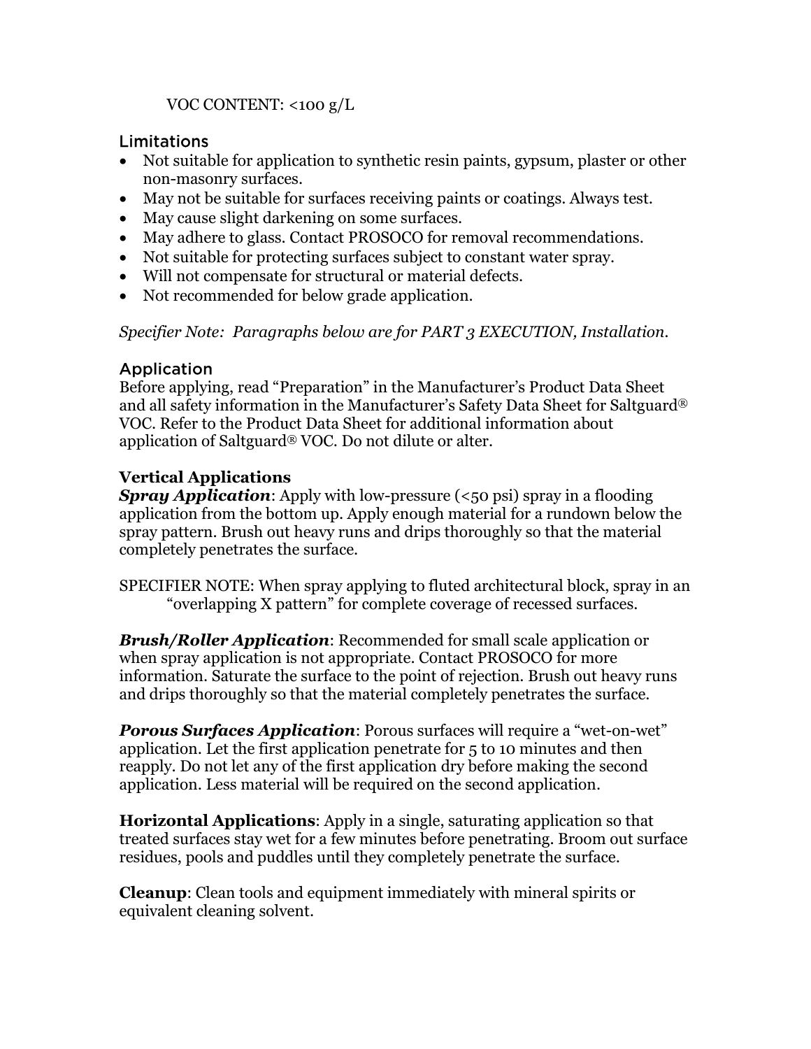VOC CONTENT: <100 g/L

## Limitations

- Not suitable for application to synthetic resin paints, gypsum, plaster or other non-masonry surfaces.
- May not be suitable for surfaces receiving paints or coatings. Always test.
- May cause slight darkening on some surfaces.
- May adhere to glass. Contact PROSOCO for removal recommendations.
- Not suitable for protecting surfaces subject to constant water spray.
- Will not compensate for structural or material defects.
- Not recommended for below grade application.

*Specifier Note: Paragraphs below are for PART 3 EXECUTION, Installation.*

## Application

Before applying, read "Preparation" in the Manufacturer's Product Data Sheet and all safety information in the Manufacturer's Safety Data Sheet for Saltguard® VOC. Refer to the Product Data Sheet for additional information about application of Saltguard® VOC. Do not dilute or alter.

**Vertical Applications**

***Spray Application***: Apply with low-pressure (<50 psi) spray in a flooding application from the bottom up. Apply enough material for a rundown below the spray pattern. Brush out heavy runs and drips thoroughly so that the material completely penetrates the surface.

SPECIFIER NOTE: When spray applying to fluted architectural block, spray in an "overlapping X pattern" for complete coverage of recessed surfaces.

***Brush/Roller Application***: Recommended for small scale application or when spray application is not appropriate. Contact PROSOCO for more information. Saturate the surface to the point of rejection. Brush out heavy runs and drips thoroughly so that the material completely penetrates the surface.

***Porous Surfaces Application***: Porous surfaces will require a "wet-on-wet" application. Let the first application penetrate for 5 to 10 minutes and then reapply. Do not let any of the first application dry before making the second application. Less material will be required on the second application.

**Horizontal Applications**: Apply in a single, saturating application so that treated surfaces stay wet for a few minutes before penetrating. Broom out surface residues, pools and puddles until they completely penetrate the surface.

**Cleanup**: Clean tools and equipment immediately with mineral spirits or equivalent cleaning solvent.